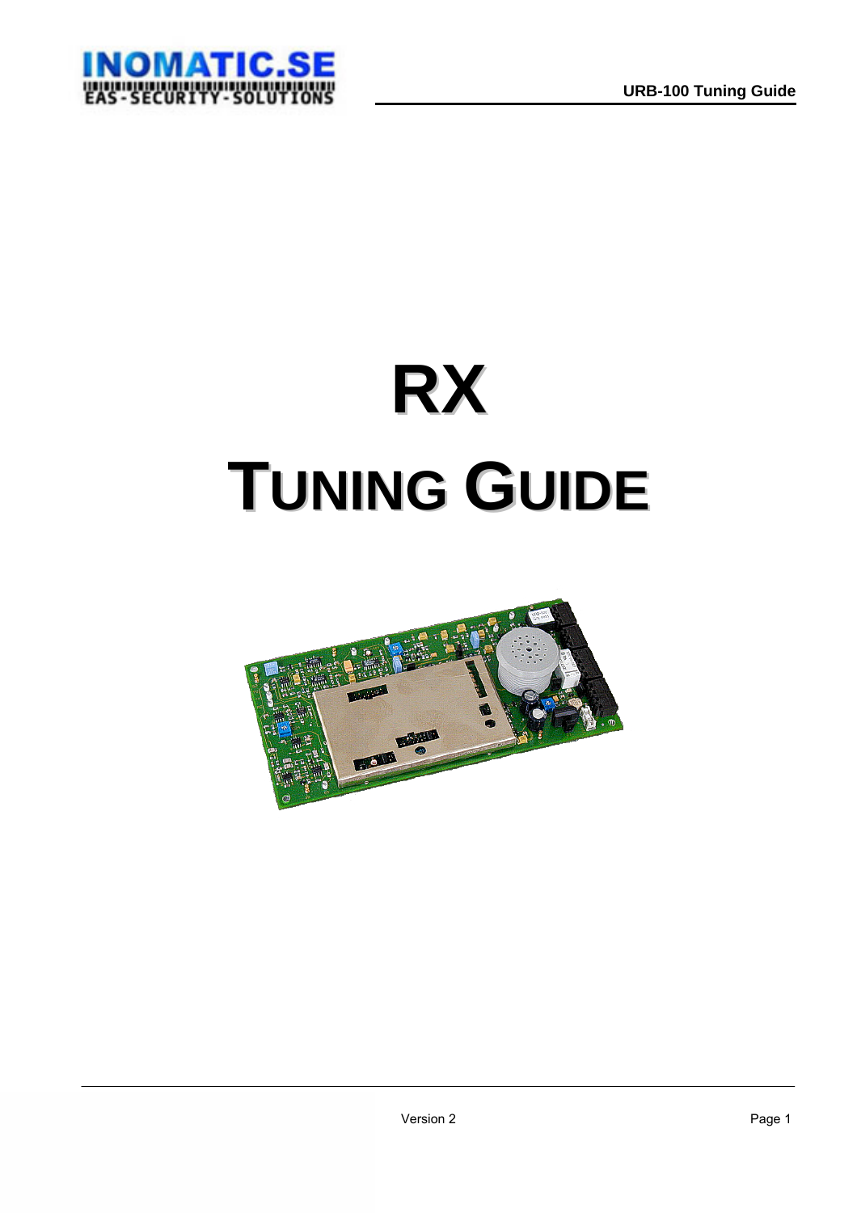# RX

# TUNING GUIDE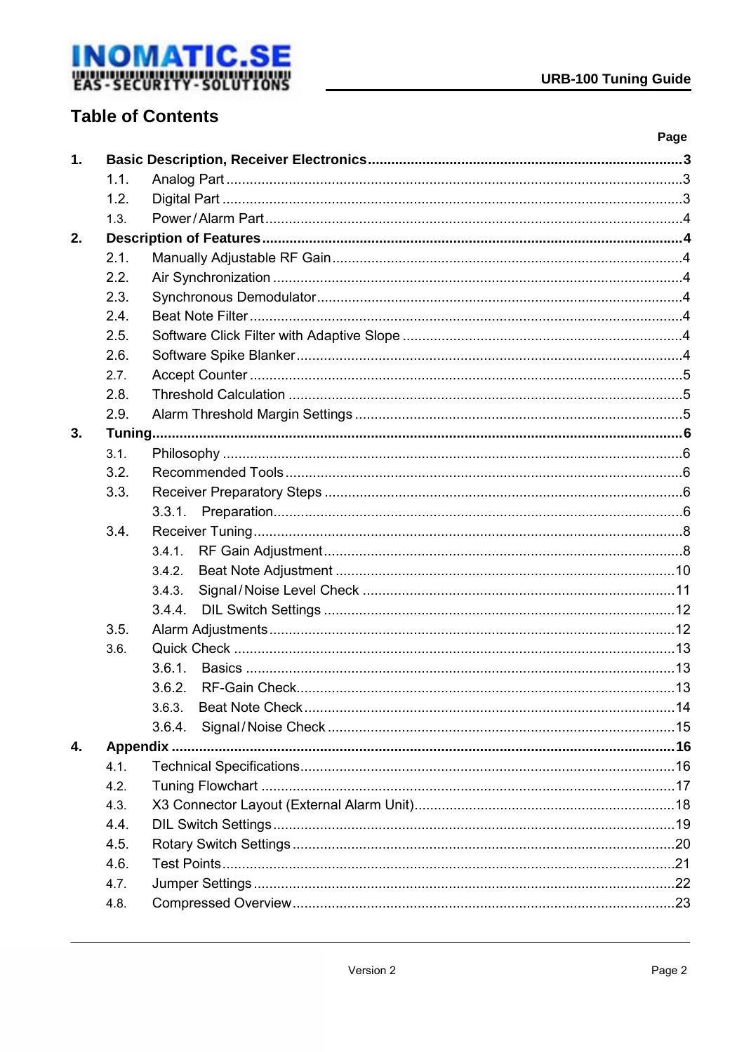# Table of Contents

| | | Page |
|---|---|---|
| **1.** | **Basic Description, Receiver Electronics** | **3** |
| 1.1. | Analog Part | 3 |
| 1.2. | Digital Part | 3 |
| 1.3. | Power / Alarm Part | 4 |
| **2.** | **Description of Features** | **4** |
| 2.1. | Manually Adjustable RF Gain | 4 |
| 2.2. | Air Synchronization | 4 |
| 2.3. | Synchronous Demodulator | 4 |
| 2.4. | Beat Note Filter | 4 |
| 2.5. | Software Click Filter with Adaptive Slope | 4 |
| 2.6. | Software Spike Blanker | 4 |
| 2.7. | Accept Counter | 5 |
| 2.8. | Threshold Calculation | 5 |
| 2.9. | Alarm Threshold Margin Settings | 5 |
| **3.** | **Tuning** | **6** |
| 3.1. | Philosophy | 6 |
| 3.2. | Recommended Tools | 6 |
| 3.3. | Receiver Preparatory Steps | 6 |
| 3.3.1. | Preparation | 6 |
| 3.4. | Receiver Tuning | 8 |
| 3.4.1. | RF Gain Adjustment | 8 |
| 3.4.2. | Beat Note Adjustment | 10 |
| 3.4.3. | Signal / Noise Level Check | 11 |
| 3.4.4. | DIL Switch Settings | 12 |
| 3.5. | Alarm Adjustments | 12 |
| 3.6. | Quick Check | 13 |
| 3.6.1. | Basics | 13 |
| 3.6.2. | RF-Gain Check | 13 |
| 3.6.3. | Beat Note Check | 14 |
| 3.6.4. | Signal / Noise Check | 15 |
| **4.** | **Appendix** | **16** |
| 4.1. | Technical Specifications | 16 |
| 4.2. | Tuning Flowchart | 17 |
| 4.3. | X3 Connector Layout (External Alarm Unit) | 18 |
| 4.4. | DIL Switch Settings | 19 |
| 4.5. | Rotary Switch Settings | 20 |
| 4.6. | Test Points | 21 |
| 4.7. | Jumper Settings | 22 |
| 4.8. | Compressed Overview | 23 |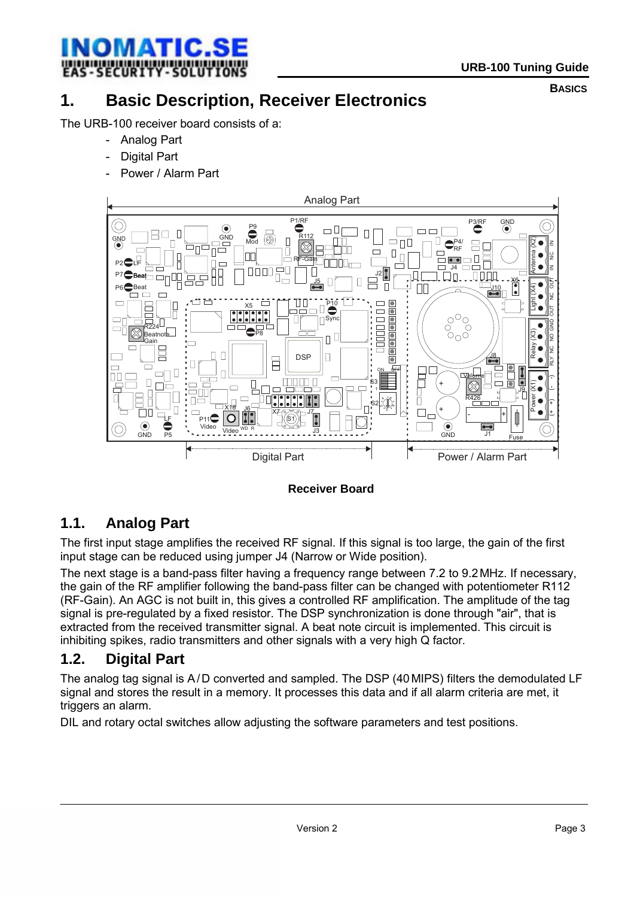# 1. Basic Description, Receiver Electronics

The URB-100 receiver board consists of a:

- Analog Part
- Digital Part
- Power / Alarm Part

**Receiver Board**

## 1.1. Analog Part

The first input stage amplifies the received RF signal. If this signal is too large, the gain of the first input stage can be reduced using jumper J4 (Narrow or Wide position).

The next stage is a band-pass filter having a frequency range between 7.2 to 9.2 MHz. If necessary, the gain of the RF amplifier following the band-pass filter can be changed with potentiometer R112 (RF-Gain). An AGC is not built in, this gives a controlled RF amplification. The amplitude of the tag signal is pre-regulated by a fixed resistor. The DSP synchronization is done through "air", that is extracted from the received transmitter signal. A beat note circuit is implemented. This circuit is inhibiting spikes, radio transmitters and other signals with a very high Q factor.

## 1.2. Digital Part

The analog tag signal is A / D converted and sampled. The DSP (40 MIPS) filters the demodulated LF signal and stores the result in a memory. It processes this data and if all alarm criteria are met, it triggers an alarm.

DIL and rotary octal switches allow adjusting the software parameters and test positions.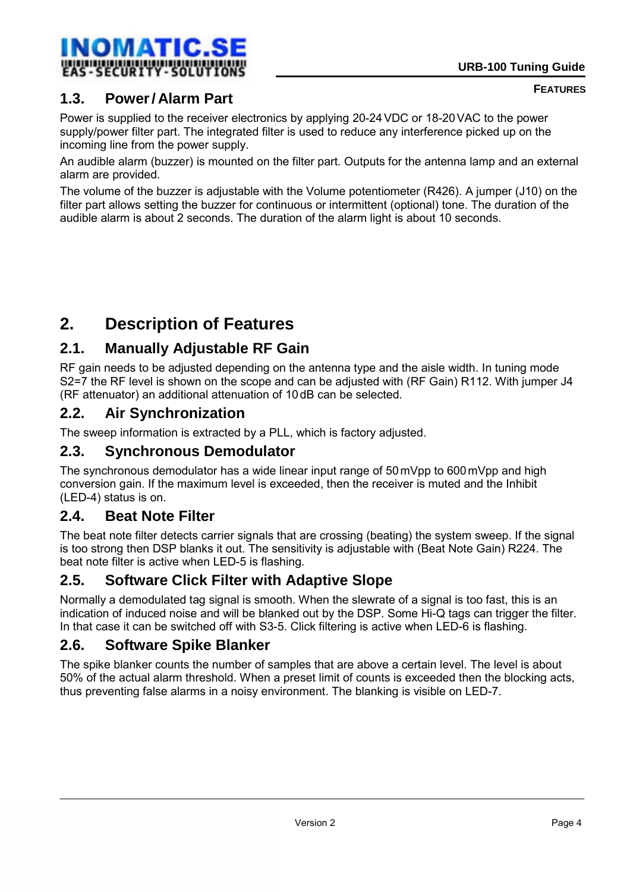### 1.3. Power / Alarm Part

Power is supplied to the receiver electronics by applying 20-24 VDC or 18-20 VAC to the power supply/power filter part. The integrated filter is used to reduce any interference picked up on the incoming line from the power supply.

An audible alarm (buzzer) is mounted on the filter part. Outputs for the antenna lamp and an external alarm are provided.

The volume of the buzzer is adjustable with the Volume potentiometer (R426). A jumper (J10) on the filter part allows setting the buzzer for continuous or intermittent (optional) tone. The duration of the audible alarm is about 2 seconds. The duration of the alarm light is about 10 seconds.

# 2. Description of Features

## 2.1. Manually Adjustable RF Gain

RF gain needs to be adjusted depending on the antenna type and the aisle width. In tuning mode S2=7 the RF level is shown on the scope and can be adjusted with (RF Gain) R112. With jumper J4 (RF attenuator) an additional attenuation of 10 dB can be selected.

## 2.2. Air Synchronization

The sweep information is extracted by a PLL, which is factory adjusted.

## 2.3. Synchronous Demodulator

The synchronous demodulator has a wide linear input range of 50 mVpp to 600 mVpp and high conversion gain. If the maximum level is exceeded, then the receiver is muted and the Inhibit (LED-4) status is on.

## 2.4. Beat Note Filter

The beat note filter detects carrier signals that are crossing (beating) the system sweep. If the signal is too strong then DSP blanks it out. The sensitivity is adjustable with (Beat Note Gain) R224. The beat note filter is active when LED-5 is flashing.

## 2.5. Software Click Filter with Adaptive Slope

Normally a demodulated tag signal is smooth. When the slewrate of a signal is too fast, this is an indication of induced noise and will be blanked out by the DSP. Some Hi-Q tags can trigger the filter. In that case it can be switched off with S3-5. Click filtering is active when LED-6 is flashing.

## 2.6. Software Spike Blanker

The spike blanker counts the number of samples that are above a certain level. The level is about 50% of the actual alarm threshold. When a preset limit of counts is exceeded then the blocking acts, thus preventing false alarms in a noisy environment. The blanking is visible on LED-7.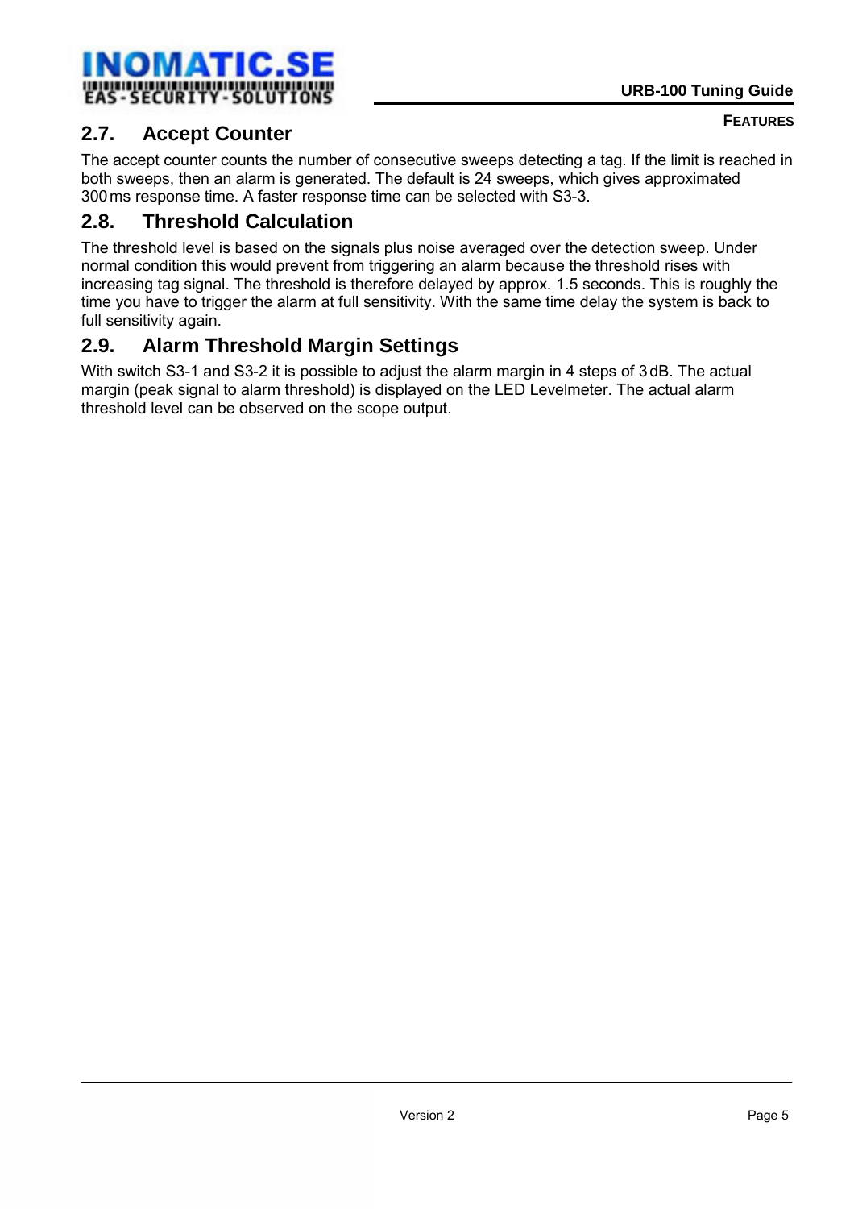## 2.7. Accept Counter

The accept counter counts the number of consecutive sweeps detecting a tag. If the limit is reached in both sweeps, then an alarm is generated. The default is 24 sweeps, which gives approximated 300 ms response time. A faster response time can be selected with S3-3.

## 2.8. Threshold Calculation

The threshold level is based on the signals plus noise averaged over the detection sweep. Under normal condition this would prevent from triggering an alarm because the threshold rises with increasing tag signal. The threshold is therefore delayed by approx. 1.5 seconds. This is roughly the time you have to trigger the alarm at full sensitivity. With the same time delay the system is back to full sensitivity again.

## 2.9. Alarm Threshold Margin Settings

With switch S3-1 and S3-2 it is possible to adjust the alarm margin in 4 steps of 3 dB. The actual margin (peak signal to alarm threshold) is displayed on the LED Levelmeter. The actual alarm threshold level can be observed on the scope output.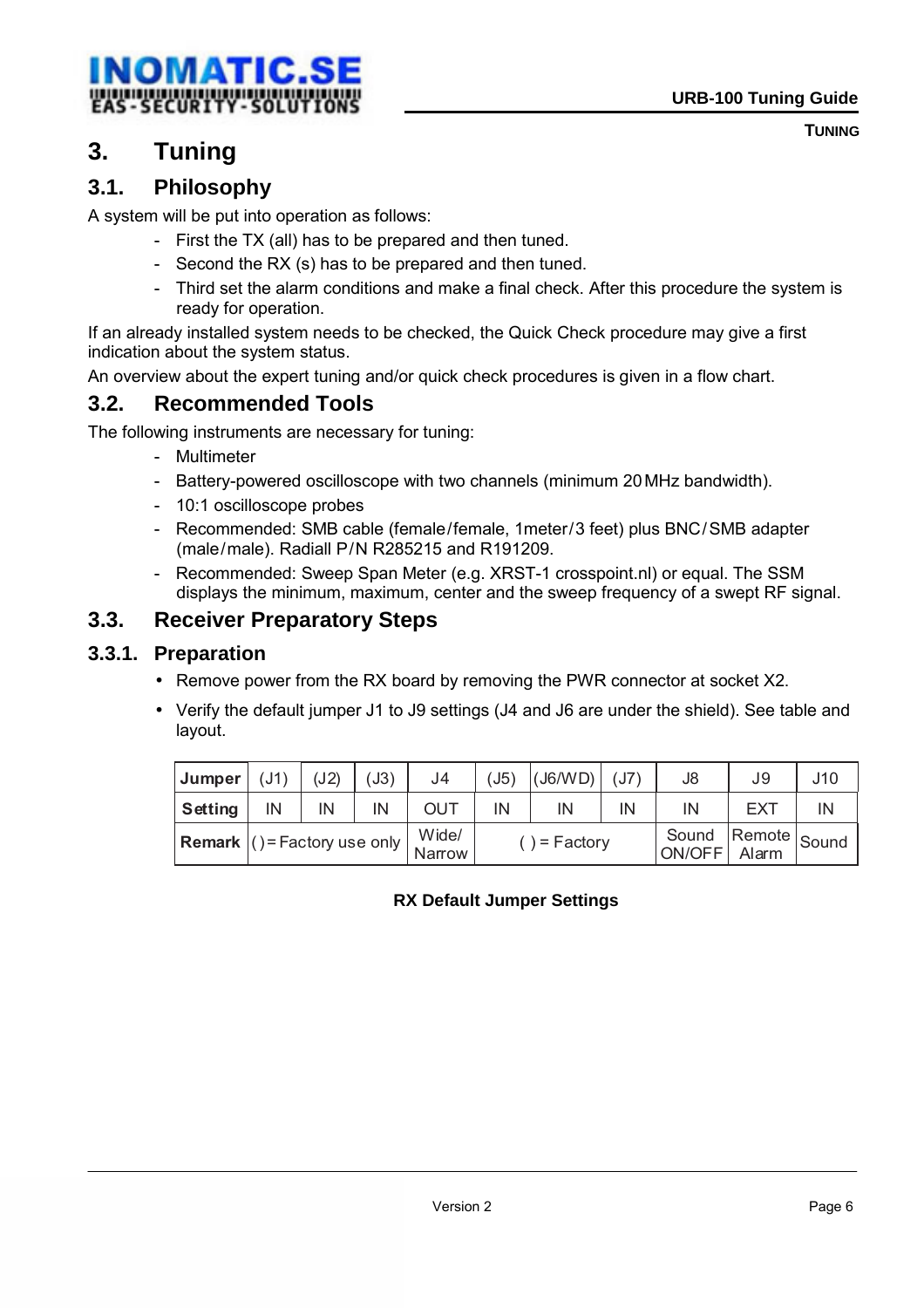# 3. Tuning

## 3.1. Philosophy

A system will be put into operation as follows:

- First the TX (all) has to be prepared and then tuned.
- Second the RX (s) has to be prepared and then tuned.
- Third set the alarm conditions and make a final check. After this procedure the system is ready for operation.

If an already installed system needs to be checked, the Quick Check procedure may give a first indication about the system status.

An overview about the expert tuning and/or quick check procedures is given in a flow chart.

## 3.2. Recommended Tools

The following instruments are necessary for tuning:

- Multimeter
- Battery-powered oscilloscope with two channels (minimum 20 MHz bandwidth).
- 10:1 oscilloscope probes
- Recommended: SMB cable (female/female, 1meter/3 feet) plus BNC/SMB adapter (male/male). Radiall P/N R285215 and R191209.
- Recommended: Sweep Span Meter (e.g. XRST-1 crosspoint.nl) or equal. The SSM displays the minimum, maximum, center and the sweep frequency of a swept RF signal.

## 3.3. Receiver Preparatory Steps

### 3.3.1. Preparation

- Remove power from the RX board by removing the PWR connector at socket X2.
- Verify the default jumper J1 to J9 settings (J4 and J6 are under the shield). See table and layout.

| **Jumper** | (J1) | (J2) | (J3) | J4 | (J5) | (J6/WD) | (J7) | J8 | J9 | J10 |
|---|---|---|---|---|---|---|---|---|---|---|
| **Setting** | IN | IN | IN | OUT | IN | IN | IN | IN | EXT | IN |
| **Remark** | ( ) = Factory use only | | | Wide/ Narrow | ( ) = Factory | | | Sound ON/OFF | Remote Alarm | Sound |

**RX Default Jumper Settings**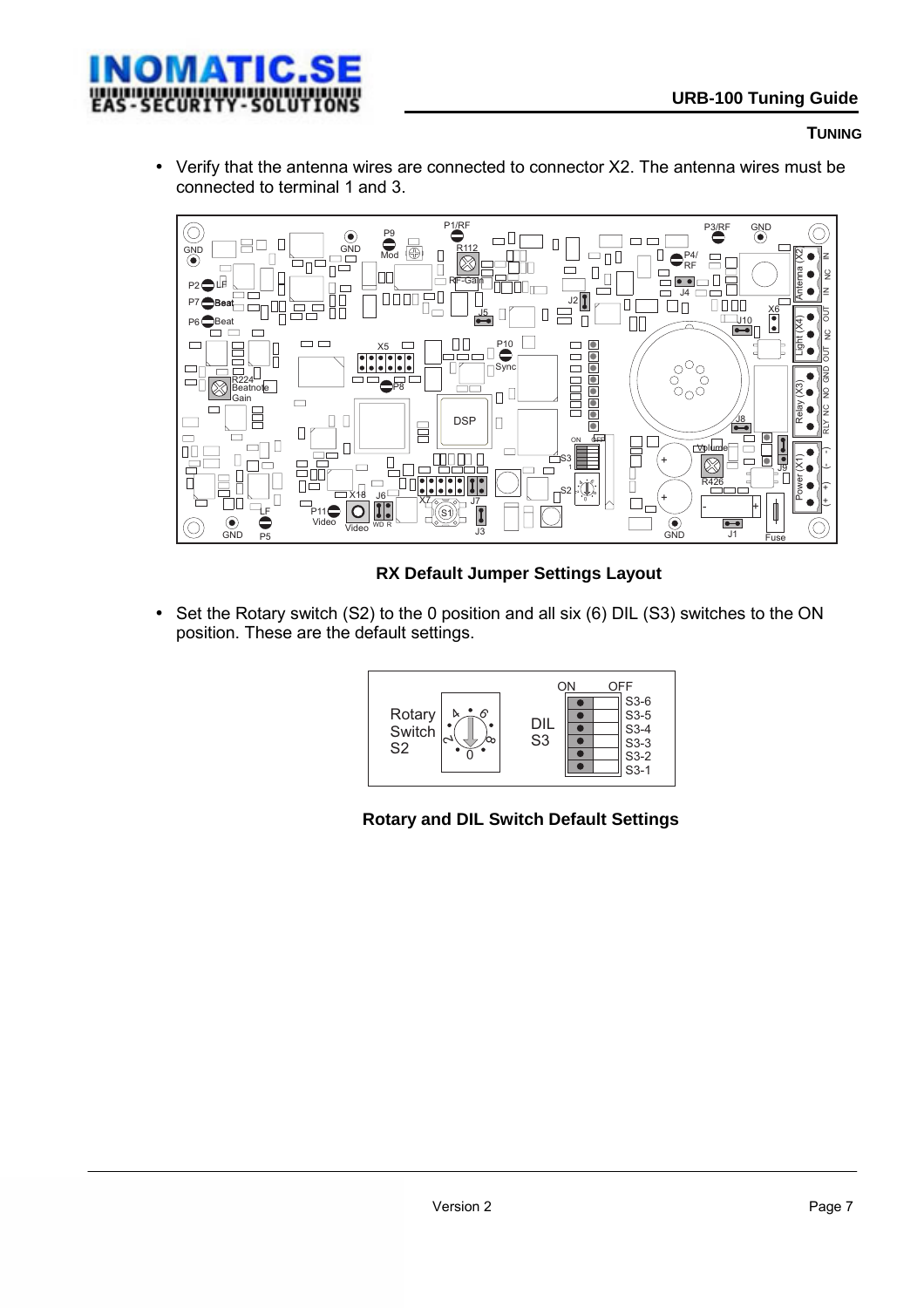- Verify that the antenna wires are connected to connector X2. The antenna wires must be connected to terminal 1 and 3.

**RX Default Jumper Settings Layout**

- Set the Rotary switch (S2) to the 0 position and all six (6) DIL (S3) switches to the ON position. These are the default settings.

**Rotary and DIL Switch Default Settings**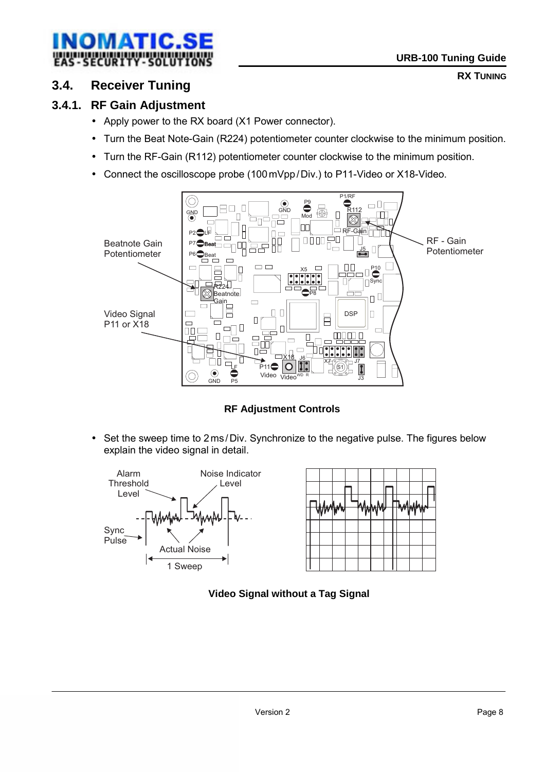## 3.4. Receiver Tuning

### 3.4.1. RF Gain Adjustment

- Apply power to the RX board (X1 Power connector).
- Turn the Beat Note-Gain (R224) potentiometer counter clockwise to the minimum position.
- Turn the RF-Gain (R112) potentiometer counter clockwise to the minimum position.
- Connect the oscilloscope probe (100 mVpp / Div.) to P11-Video or X18-Video.

**RF Adjustment Controls**

- Set the sweep time to 2 ms / Div. Synchronize to the negative pulse. The figures below explain the video signal in detail.

**Video Signal without a Tag Signal**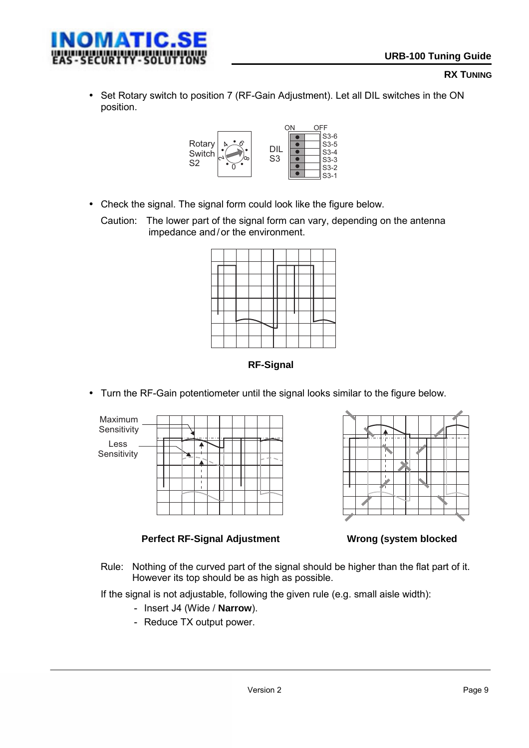## RX TUNING

- Set Rotary switch to position 7 (RF-Gain Adjustment). Let all DIL switches in the ON position.

Rotary Switch S2 — DIL S3 (ON / OFF: S3-6, S3-5, S3-4, S3-3, S3-2, S3-1)

- Check the signal. The signal form could look like the figure below.

  Caution: The lower part of the signal form can vary, depending on the antenna impedance and / or the environment.

**RF-Signal**

- Turn the RF-Gain potentiometer until the signal looks similar to the figure below.

Maximum Sensitivity

Less Sensitivity

**Perfect RF-Signal Adjustment** **Wrong (system blocked**

Rule: Nothing of the curved part of the signal should be higher than the flat part of it. However its top should be as high as possible.

If the signal is not adjustable, following the given rule (e.g. small aisle width):

- Insert J4 (Wide / **Narrow**).
- Reduce TX output power.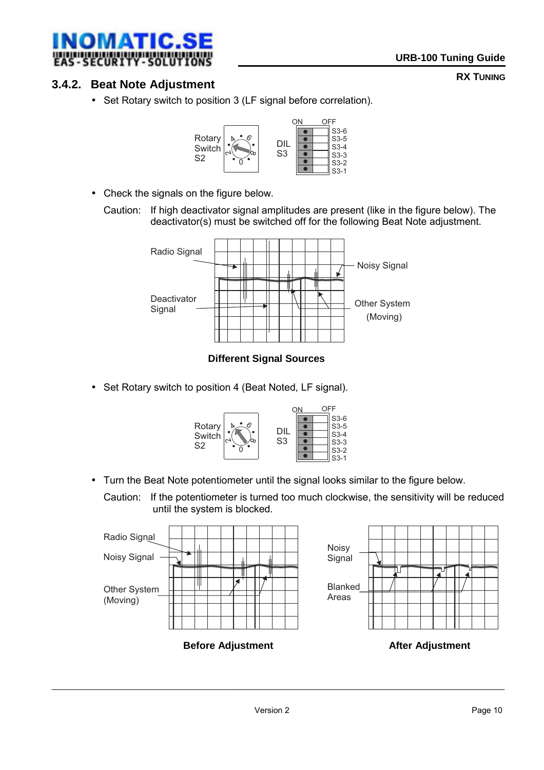### 3.4.2. Beat Note Adjustment

- Set Rotary switch to position 3 (LF signal before correlation).

- Check the signals on the figure below.

  Caution: If high deactivator signal amplitudes are present (like in the figure below). The deactivator(s) must be switched off for the following Beat Note adjustment.

**Different Signal Sources**

- Set Rotary switch to position 4 (Beat Noted, LF signal).

- Turn the Beat Note potentiometer until the signal looks similar to the figure below.

  Caution: If the potentiometer is turned too much clockwise, the sensitivity will be reduced until the system is blocked.

**Before Adjustment** **After Adjustment**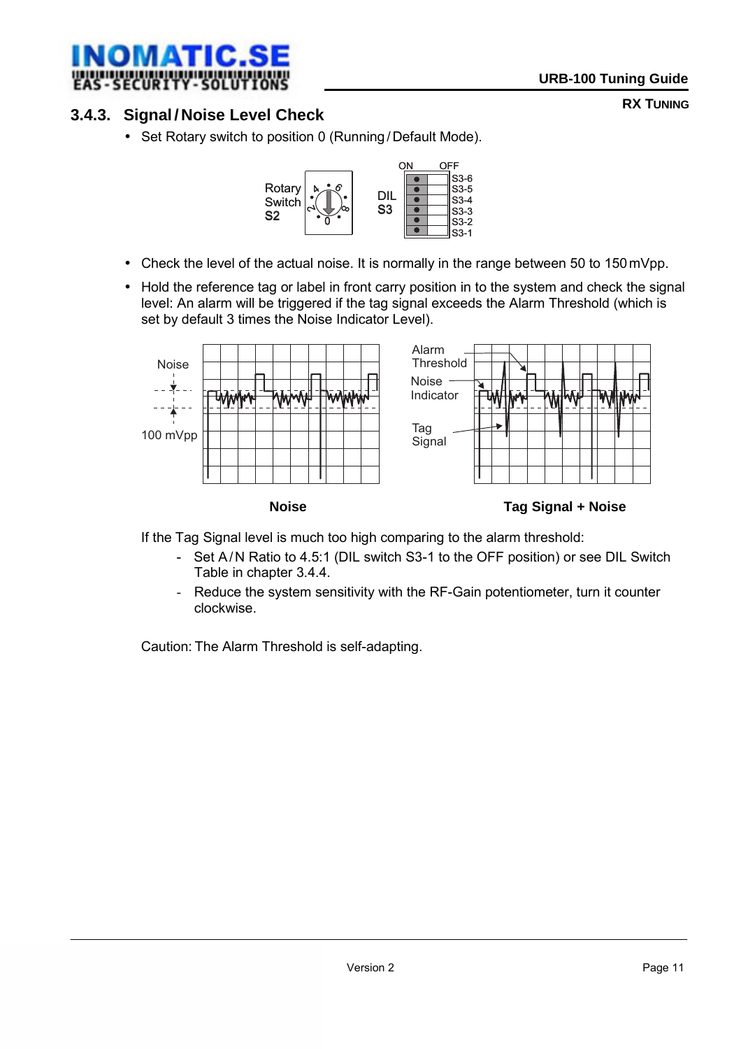### 3.4.3. Signal / Noise Level Check

- Set Rotary switch to position 0 (Running / Default Mode).

- Check the level of the actual noise. It is normally in the range between 50 to 150 mVpp.
- Hold the reference tag or label in front carry position in to the system and check the signal level: An alarm will be triggered if the tag signal exceeds the Alarm Threshold (which is set by default 3 times the Noise Indicator Level).

**Noise** **Tag Signal + Noise**

If the Tag Signal level is much too high comparing to the alarm threshold:

- Set A / N Ratio to 4.5:1 (DIL switch S3-1 to the OFF position) or see DIL Switch Table in chapter 3.4.4.
- Reduce the system sensitivity with the RF-Gain potentiometer, turn it counter clockwise.

Caution: The Alarm Threshold is self-adapting.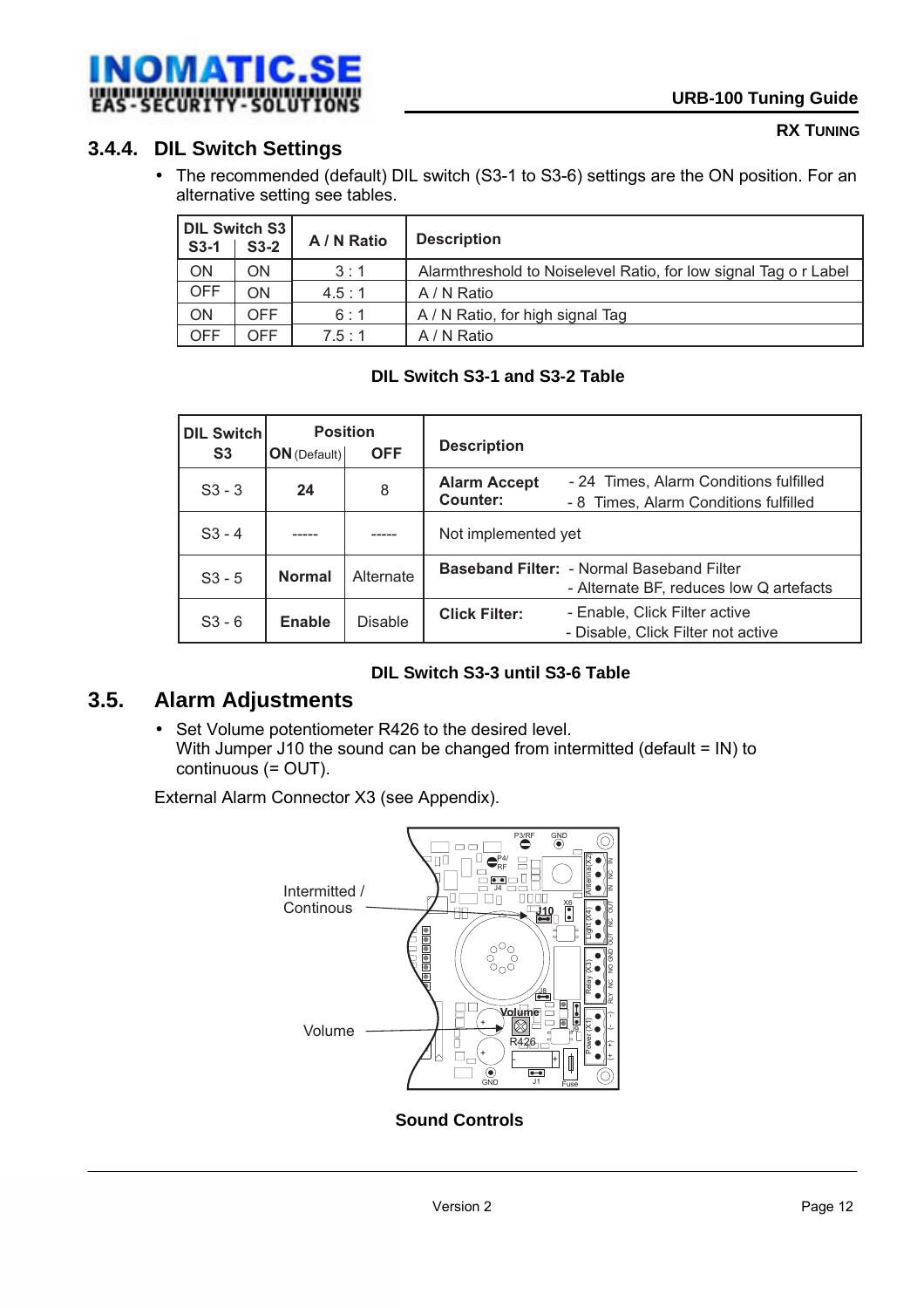### 3.4.4. DIL Switch Settings

- The recommended (default) DIL switch (S3-1 to S3-6) settings are the ON position. For an alternative setting see tables.

| DIL Switch S3 S3-1 | S3-2 | A / N Ratio | Description |
|---|---|---|---|
| ON | ON | 3 : 1 | Alarmthreshold to Noiselevel Ratio, for low signal Tag o r Label |
| OFF | ON | 4.5 : 1 | A / N Ratio |
| ON | OFF | 6 : 1 | A / N Ratio, for high signal Tag |
| OFF | OFF | 7.5 : 1 | A / N Ratio |

**DIL Switch S3-1 and S3-2 Table**

| DIL Switch S3 | Position ON (Default) | OFF | Description |
|---|---|---|---|
| S3 - 3 | **24** | 8 | **Alarm Accept Counter:** - 24 Times, Alarm Conditions fulfilled - 8 Times, Alarm Conditions fulfilled |
| S3 - 4 | ----- | ----- | Not implemented yet |
| S3 - 5 | **Normal** | Alternate | **Baseband Filter:** - Normal Baseband Filter - Alternate BF, reduces low Q artefacts |
| S3 - 6 | **Enable** | Disable | **Click Filter:** - Enable, Click Filter active - Disable, Click Filter not active |

**DIL Switch S3-3 until S3-6 Table**

## 3.5. Alarm Adjustments

- Set Volume potentiometer R426 to the desired level.
  With Jumper J10 the sound can be changed from intermitted (default = IN) to continuous (= OUT).

External Alarm Connector X3 (see Appendix).

Intermitted / Continous

Volume

**Sound Controls**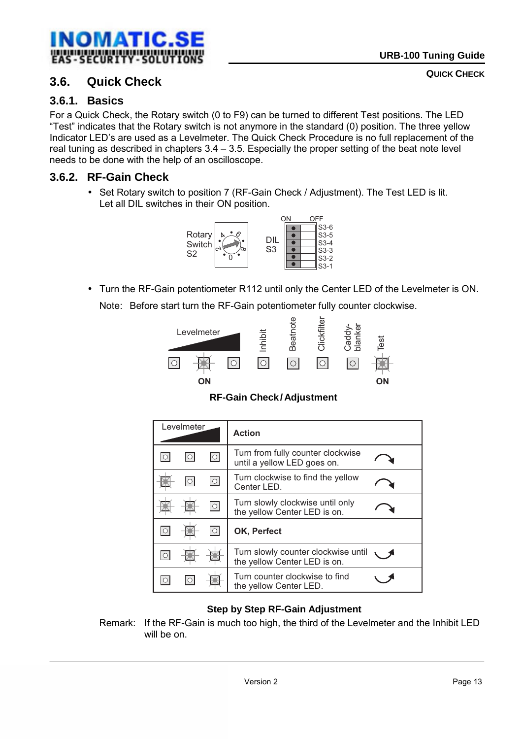### 3.6. Quick Check

#### 3.6.1. Basics

For a Quick Check, the Rotary switch (0 to F9) can be turned to different Test positions. The LED "Test" indicates that the Rotary switch is not anymore in the standard (0) position. The three yellow Indicator LED's are used as a Levelmeter. The Quick Check Procedure is no full replacement of the real tuning as described in chapters 3.4 – 3.5. Especially the proper setting of the beat note level needs to be done with the help of an oscilloscope.

#### 3.6.2. RF-Gain Check

- Set Rotary switch to position 7 (RF-Gain Check / Adjustment). The Test LED is lit. Let all DIL switches in their ON position.

Rotary Switch S2 — DIL S3 (ON / OFF: S3-6, S3-5, S3-4, S3-3, S3-2, S3-1)

- Turn the RF-Gain potentiometer R112 until only the Center LED of the Levelmeter is ON.

  Note: Before start turn the RF-Gain potentiometer fully counter clockwise.

Levelmeter — Inhibit — Beatnote — Clickfilter — Caddy-blanker — Test

ON ON

**RF-Gain Check / Adjustment**

| Levelmeter | | | Action |
|---|---|---|---|
| ○ | ○ | ○ | Turn from fully counter clockwise until a yellow LED goes on. ↷ |
| ✳ | ○ | ○ | Turn clockwise to find the yellow Center LED. ↷ |
| ✳ | ✳ | ○ | Turn slowly clockwise until only the yellow Center LED is on. ↷ |
| ○ | ✳ | ○ | **OK, Perfect** |
| ○ | ✳ | ✳ | Turn slowly counter clockwise until the yellow Center LED is on. ↶ |
| ○ | ○ | ✳ | Turn counter clockwise to find the yellow Center LED. ↶ |

**Step by Step RF-Gain Adjustment**

Remark: If the RF-Gain is much too high, the third of the Levelmeter and the Inhibit LED will be on.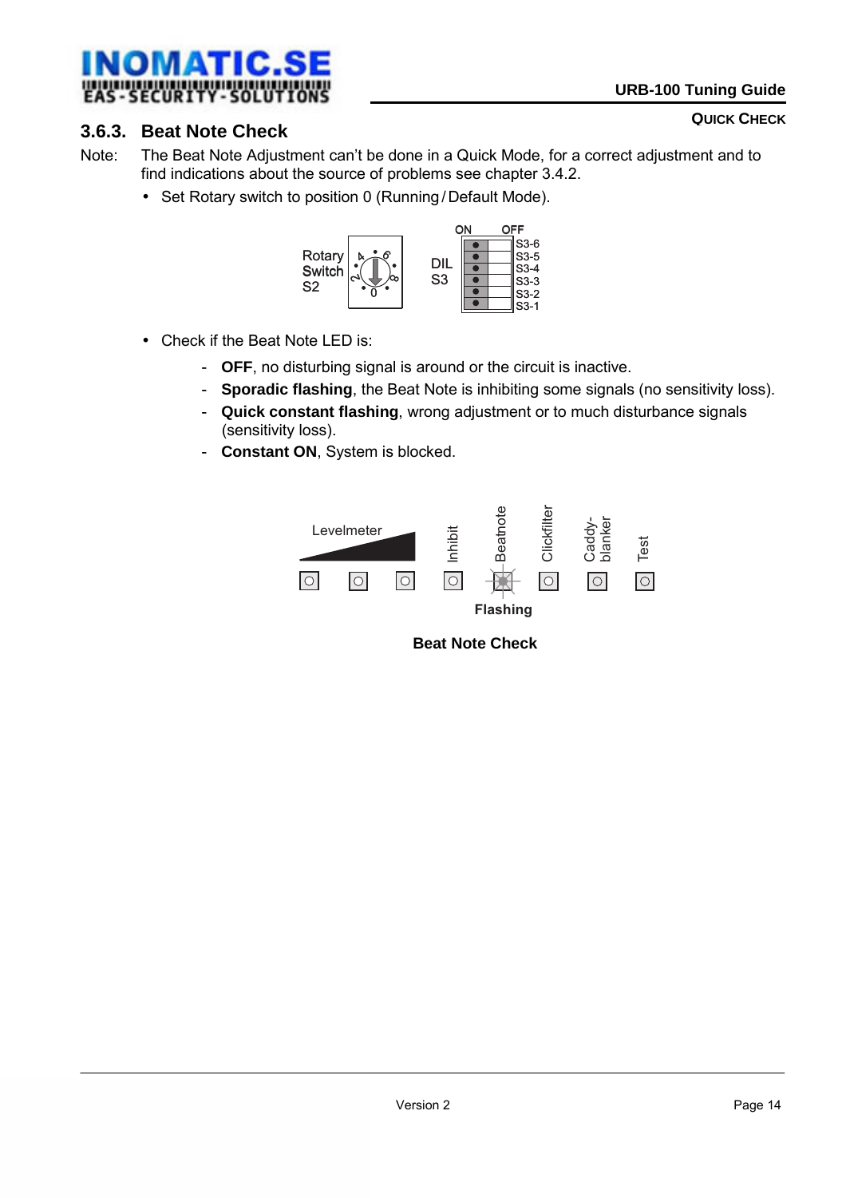### 3.6.3. Beat Note Check

Note: The Beat Note Adjustment can't be done in a Quick Mode, for a correct adjustment and to find indications about the source of problems see chapter 3.4.2.

- Set Rotary switch to position 0 (Running / Default Mode).

- Check if the Beat Note LED is:
  - **OFF**, no disturbing signal is around or the circuit is inactive.
  - **Sporadic flashing**, the Beat Note is inhibiting some signals (no sensitivity loss).
  - **Quick constant flashing**, wrong adjustment or to much disturbance signals (sensitivity loss).
  - **Constant ON**, System is blocked.

**Beat Note Check**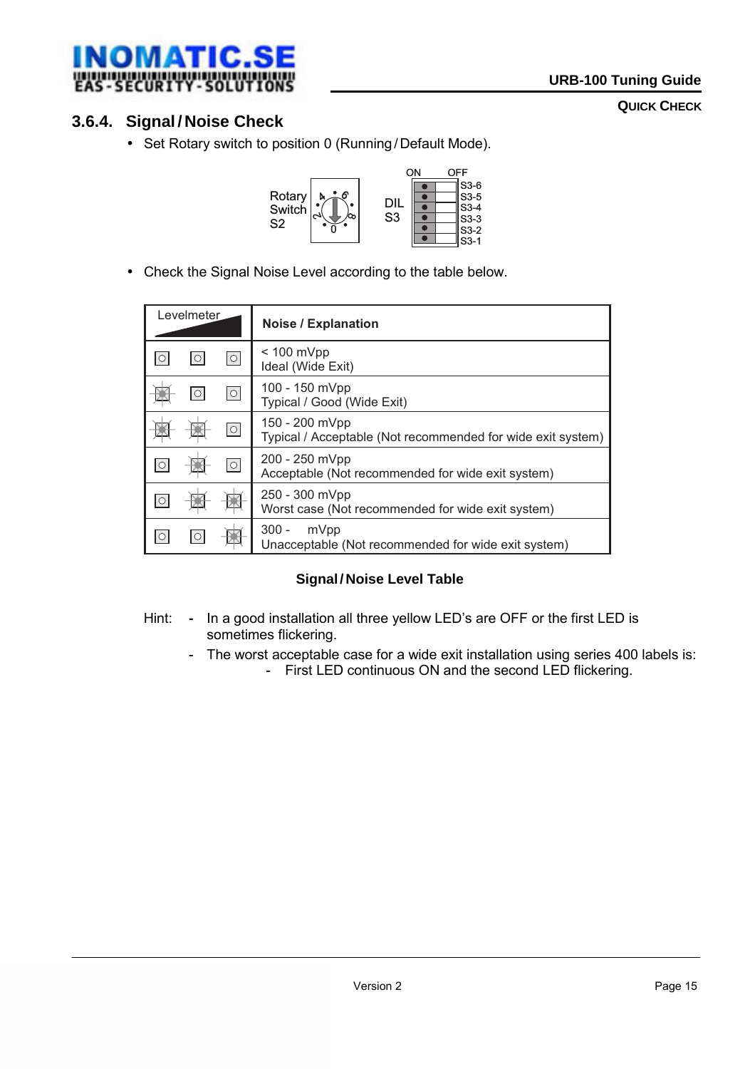### 3.6.4. Signal / Noise Check

- Set Rotary switch to position 0 (Running / Default Mode).

Rotary Switch S2 | DIL S3 (ON / OFF: S3-6, S3-5, S3-4, S3-3, S3-2, S3-1)

- Check the Signal Noise Level according to the table below.

| Levelmeter | | | Noise / Explanation |
|---|---|---|---|
| OFF | OFF | OFF | < 100 mVpp<br>Ideal (Wide Exit) |
| ON | OFF | OFF | 100 - 150 mVpp<br>Typical / Good (Wide Exit) |
| ON | ON | OFF | 150 - 200 mVpp<br>Typical / Acceptable (Not recommended for wide exit system) |
| OFF | ON | OFF | 200 - 250 mVpp<br>Acceptable (Not recommended for wide exit system) |
| OFF | ON | ON | 250 - 300 mVpp<br>Worst case (Not recommended for wide exit system) |
| OFF | OFF | ON | 300 - mVpp<br>Unacceptable (Not recommended for wide exit system) |

**Signal / Noise Level Table**

Hint:
- In a good installation all three yellow LED's are OFF or the first LED is sometimes flickering.
- The worst acceptable case for a wide exit installation using series 400 labels is:
  - First LED continuous ON and the second LED flickering.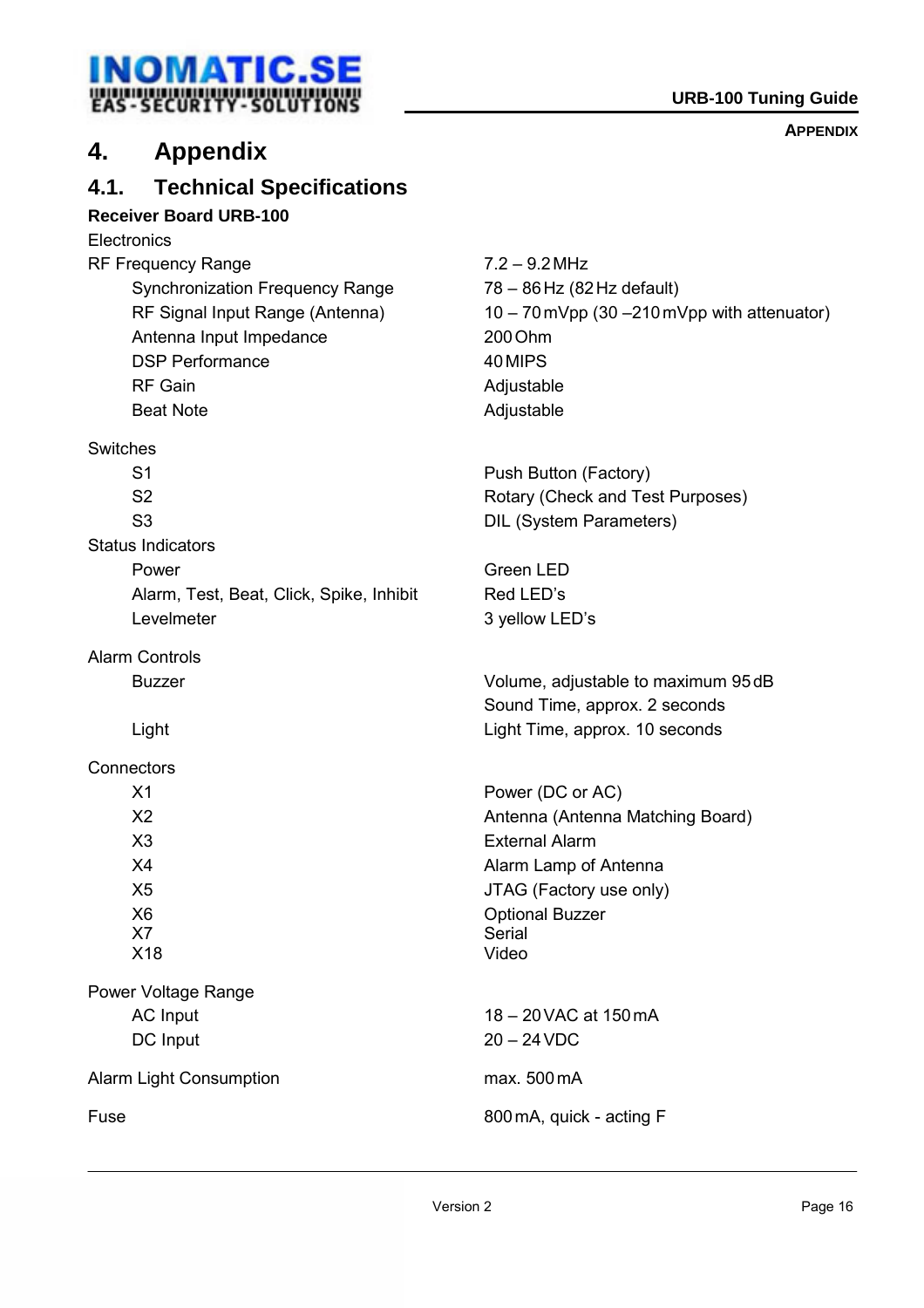# 4. Appendix

## 4.1. Technical Specifications

**Receiver Board URB-100**

| Electronics | |
|---|---|
| RF Frequency Range | 7.2 – 9.2 MHz |
| Synchronization Frequency Range | 78 – 86 Hz (82 Hz default) |
| RF Signal Input Range (Antenna) | 10 – 70 mVpp (30 –210 mVpp with attenuator) |
| Antenna Input Impedance | 200 Ohm |
| DSP Performance | 40 MIPS |
| RF Gain | Adjustable |
| Beat Note | Adjustable |
| **Switches** | |
| S1 | Push Button (Factory) |
| S2 | Rotary (Check and Test Purposes) |
| S3 | DIL (System Parameters) |
| **Status Indicators** | |
| Power | Green LED |
| Alarm, Test, Beat, Click, Spike, Inhibit | Red LED’s |
| Levelmeter | 3 yellow LED’s |
| **Alarm Controls** | |
| Buzzer | Volume, adjustable to maximum 95 dB<br>Sound Time, approx. 2 seconds |
| Light | Light Time, approx. 10 seconds |
| **Connectors** | |
| X1 | Power (DC or AC) |
| X2 | Antenna (Antenna Matching Board) |
| X3 | External Alarm |
| X4 | Alarm Lamp of Antenna |
| X5 | JTAG (Factory use only) |
| X6 | Optional Buzzer |
| X7 | Serial |
| X18 | Video |
| **Power Voltage Range** | |
| AC Input | 18 – 20 VAC at 150 mA |
| DC Input | 20 – 24 VDC |
| Alarm Light Consumption | max. 500 mA |
| Fuse | 800 mA, quick - acting F |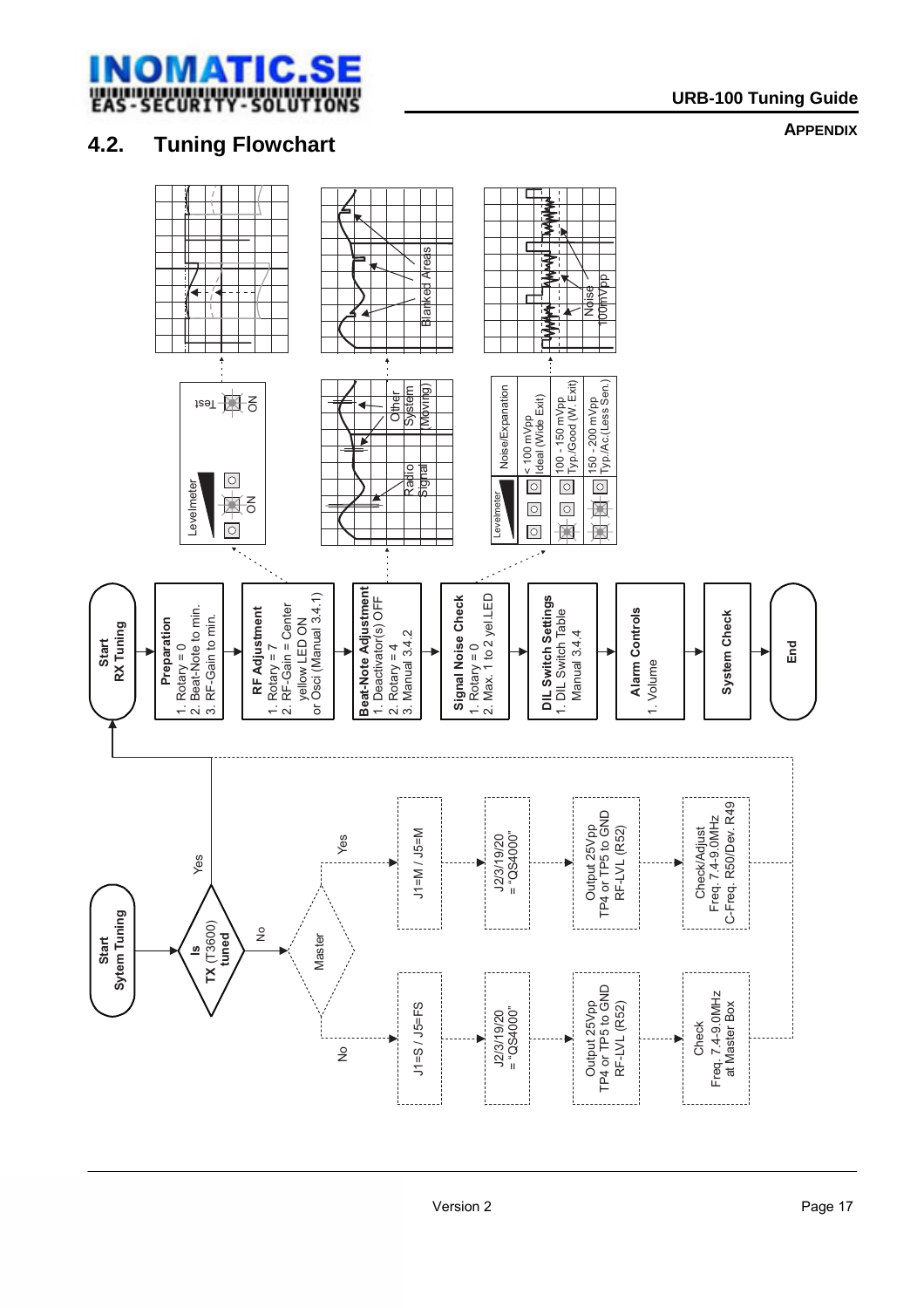## 4.2. Tuning Flowchart

**Start RX Tuning**

**Preparation**
1. Rotary = 0
2. Beat-Note to min.
3. RF-Gain to min.

**RF Adjustment**
1. Rotary = 7
2. RF-Gain = Center yellow LED ON or Osci (Manual 3.4.1)

**Beat-Note Adjustment**
1. Deactivator(s) OFF
2. Rotary = 4
3. Manual 3.4.2

**Signal Noise Check**
1. Rotary = 0
2. Max. 1 to 2 yel.LED

**DIL Switch Settings**
1. DIL Switch Table Manual 3.4.4

**Alarm Controls**
1. Volume

**System Check**

**End**

Levelmeter — ON — Test — ON

Other System (Moving) — Radio Signal — Blanked Areas

| Levelmeter | Noise/Expanation |
| --- | --- |
| | < 100 mVpp Ideal (Wide Exit) |
| | 100 - 150 mVpp Typ./Good (W. Exit) |
| | 150 - 200 mVpp Typ./Ac.(Less Sen.) |

Noise 100mVpp

**Start Sytem Tuning**

**Is TX (T3600) tuned** — Yes → Start RX Tuning; No → Master

Master — Yes: J1=M / J5=M → J2/3/19/20 = "QS4000" → Output 25Vpp TP4 or TP5 to GND RF-LVL (R52) → Check/Adjust Freq. 7.4-9.0MHz C-Freq. R50/Dev. R49

Master — No: J1=S / J5=FS → J2/3/19/20 = "QS4000" → Output 25Vpp TP4 or TP5 to GND RF-LVL (R52) → Check Freq. 7.4-9.0MHz at Master Box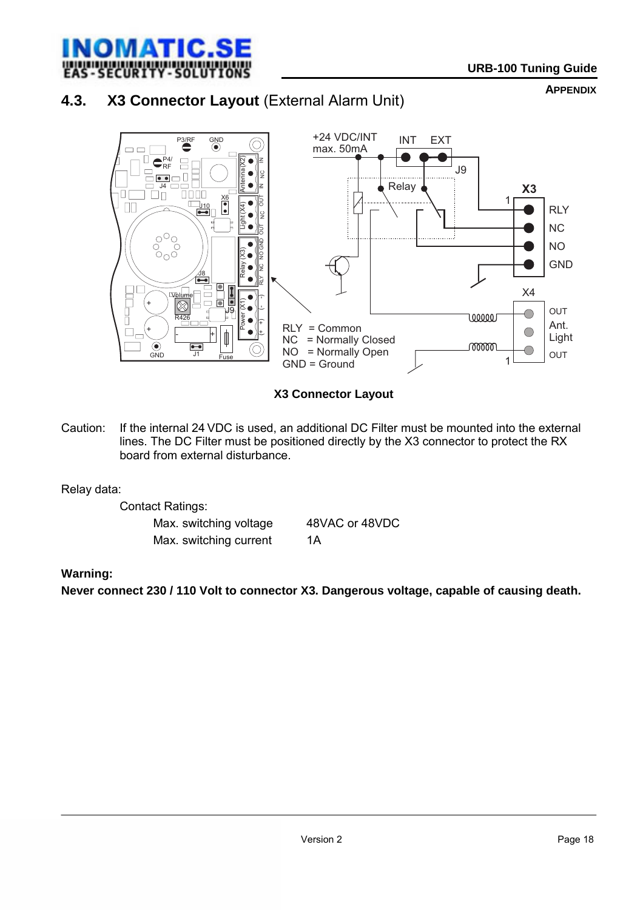## 4.3. X3 Connector Layout (External Alarm Unit)

RLY = Common
NC = Normally Closed
NO = Normally Open
GND = Ground

**X3 Connector Layout**

Caution: If the internal 24 VDC is used, an additional DC Filter must be mounted into the external lines. The DC Filter must be positioned directly by the X3 connector to protect the RX board from external disturbance.

Relay data:

Contact Ratings:

| | |
|---|---|
| Max. switching voltage | 48VAC or 48VDC |
| Max. switching current | 1A |

**Warning:**

**Never connect 230 / 110 Volt to connector X3. Dangerous voltage, capable of causing death.**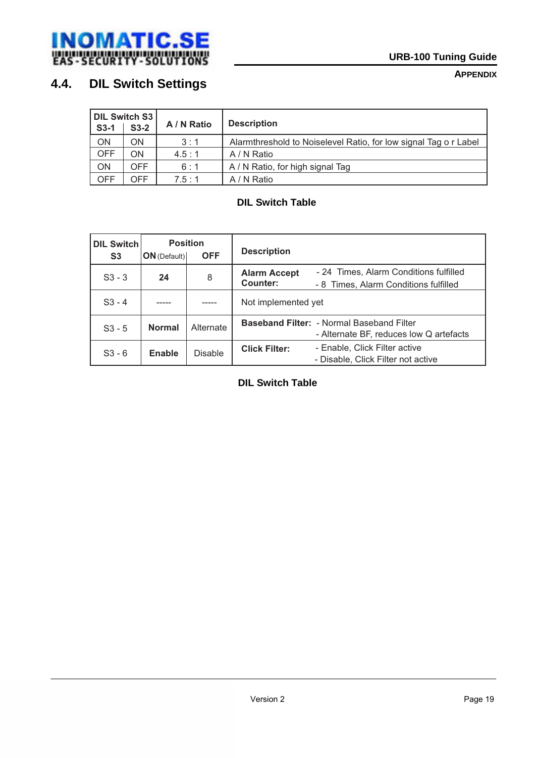## 4.4. DIL Switch Settings

| DIL Switch S3 | | A / N Ratio | Description |
|---|---|---|---|
| **S3-1** | **S3-2** | | |
| ON | ON | 3 : 1 | Alarmthreshold to Noiselevel Ratio, for low signal Tag o r Label |
| OFF | ON | 4.5 : 1 | A / N Ratio |
| ON | OFF | 6 : 1 | A / N Ratio, for high signal Tag |
| OFF | OFF | 7.5 : 1 | A / N Ratio |

**DIL Switch Table**

| DIL Switch S3 | Position | | Description | |
|---|---|---|---|---|
| | **ON** (Default) | **OFF** | | |
| S3 - 3 | **24** | 8 | **Alarm Accept Counter:** | - 24 Times, Alarm Conditions fulfilled<br>- 8 Times, Alarm Conditions fulfilled |
| S3 - 4 | ----- | ----- | Not implemented yet | |
| S3 - 5 | **Normal** | Alternate | **Baseband Filter:** | - Normal Baseband Filter<br>- Alternate BF, reduces low Q artefacts |
| S3 - 6 | **Enable** | Disable | **Click Filter:** | - Enable, Click Filter active<br>- Disable, Click Filter not active |

**DIL Switch Table**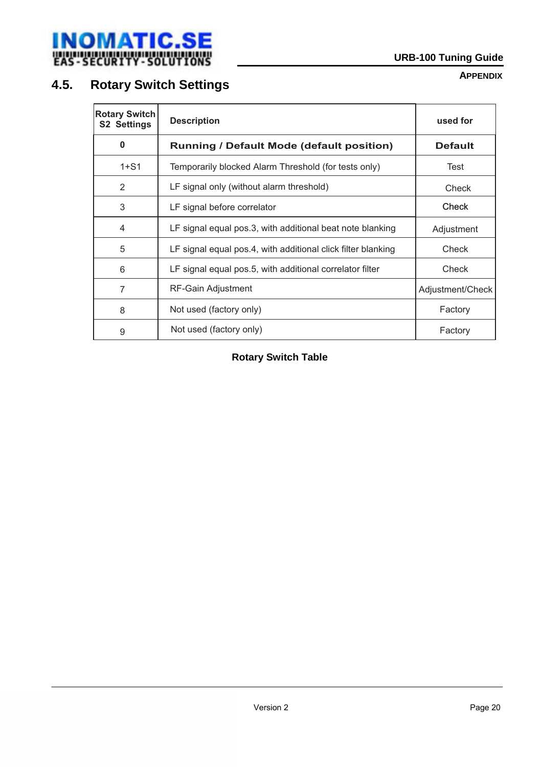## 4.5. Rotary Switch Settings

| Rotary Switch S2 Settings | Description | used for |
|---|---|---|
| **0** | **Running / Default Mode (default position)** | **Default** |
| 1+S1 | Temporarily blocked Alarm Threshold (for tests only) | Test |
| 2 | LF signal only (without alarm threshold) | Check |
| 3 | LF signal before correlator | Check |
| 4 | LF signal equal pos.3, with additional beat note blanking | Adjustment |
| 5 | LF signal equal pos.4, with additional click filter blanking | Check |
| 6 | LF signal equal pos.5, with additional correlator filter | Check |
| 7 | RF-Gain Adjustment | Adjustment/Check |
| 8 | Not used (factory only) | Factory |
| 9 | Not used (factory only) | Factory |

**Rotary Switch Table**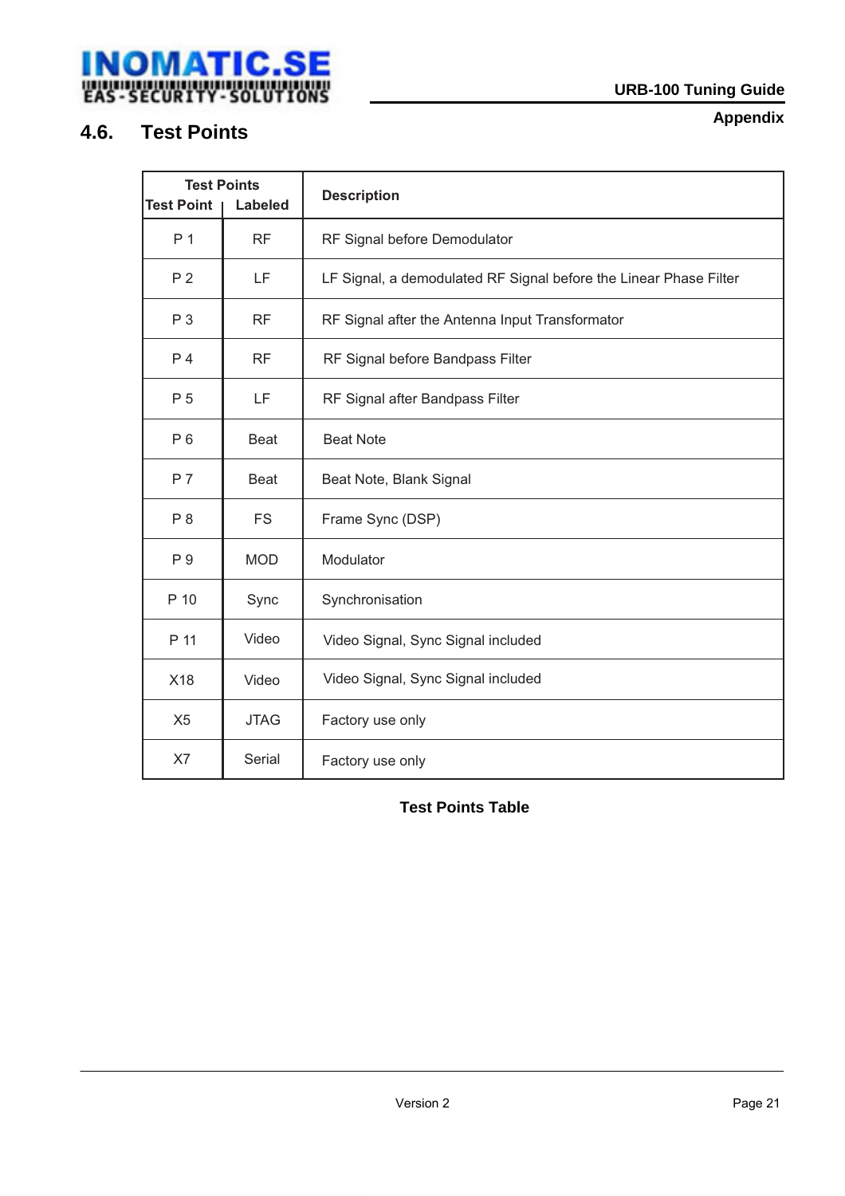## 4.6. Test Points

| Test Points | | Description |
|---|---|---|
| Test Point | Labeled | |
| P 1 | RF | RF Signal before Demodulator |
| P 2 | LF | LF Signal, a demodulated RF Signal before the Linear Phase Filter |
| P 3 | RF | RF Signal after the Antenna Input Transformator |
| P 4 | RF | RF Signal before Bandpass Filter |
| P 5 | LF | RF Signal after Bandpass Filter |
| P 6 | Beat | Beat Note |
| P 7 | Beat | Beat Note, Blank Signal |
| P 8 | FS | Frame Sync (DSP) |
| P 9 | MOD | Modulator |
| P 10 | Sync | Synchronisation |
| P 11 | Video | Video Signal, Sync Signal included |
| X18 | Video | Video Signal, Sync Signal included |
| X5 | JTAG | Factory use only |
| X7 | Serial | Factory use only |

**Test Points Table**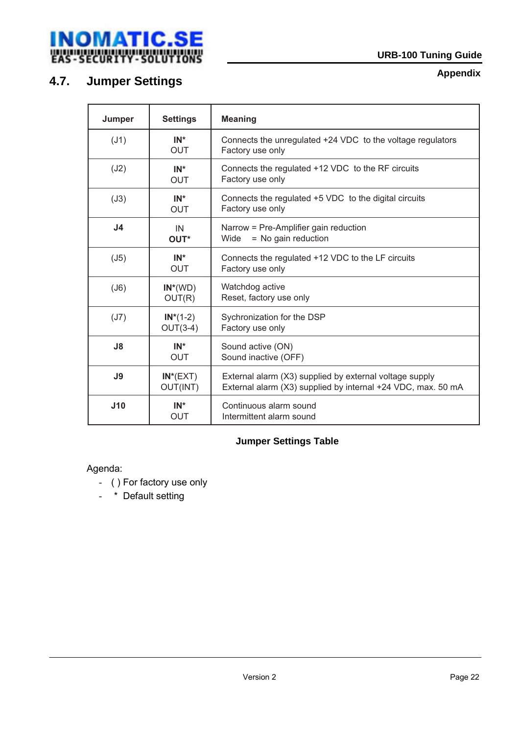## 4.7. Jumper Settings

| Jumper | Settings | Meaning |
|---|---|---|
| (J1) | **IN***<br>OUT | Connects the unregulated +24 VDC to the voltage regulators<br>Factory use only |
| (J2) | **IN***<br>OUT | Connects the regulated +12 VDC to the RF circuits<br>Factory use only |
| (J3) | **IN***<br>OUT | Connects the regulated +5 VDC to the digital circuits<br>Factory use only |
| **J4** | IN<br>**OUT*** | Narrow = Pre-Amplifier gain reduction<br>Wide = No gain reduction |
| (J5) | **IN***<br>OUT | Connects the regulated +12 VDC to the LF circuits<br>Factory use only |
| (J6) | **IN***(WD)<br>OUT(R) | Watchdog active<br>Reset, factory use only |
| (J7) | **IN***(1-2)<br>OUT(3-4) | Sychronization for the DSP<br>Factory use only |
| **J8** | **IN***<br>OUT | Sound active (ON)<br>Sound inactive (OFF) |
| **J9** | **IN***(EXT)<br>OUT(INT) | External alarm (X3) supplied by external voltage supply<br>External alarm (X3) supplied by internal +24 VDC, max. 50 mA |
| **J10** | **IN***<br>OUT | Continuous alarm sound<br>Intermittent alarm sound |

**Jumper Settings Table**

Agenda:
- ( ) For factory use only
- \* Default setting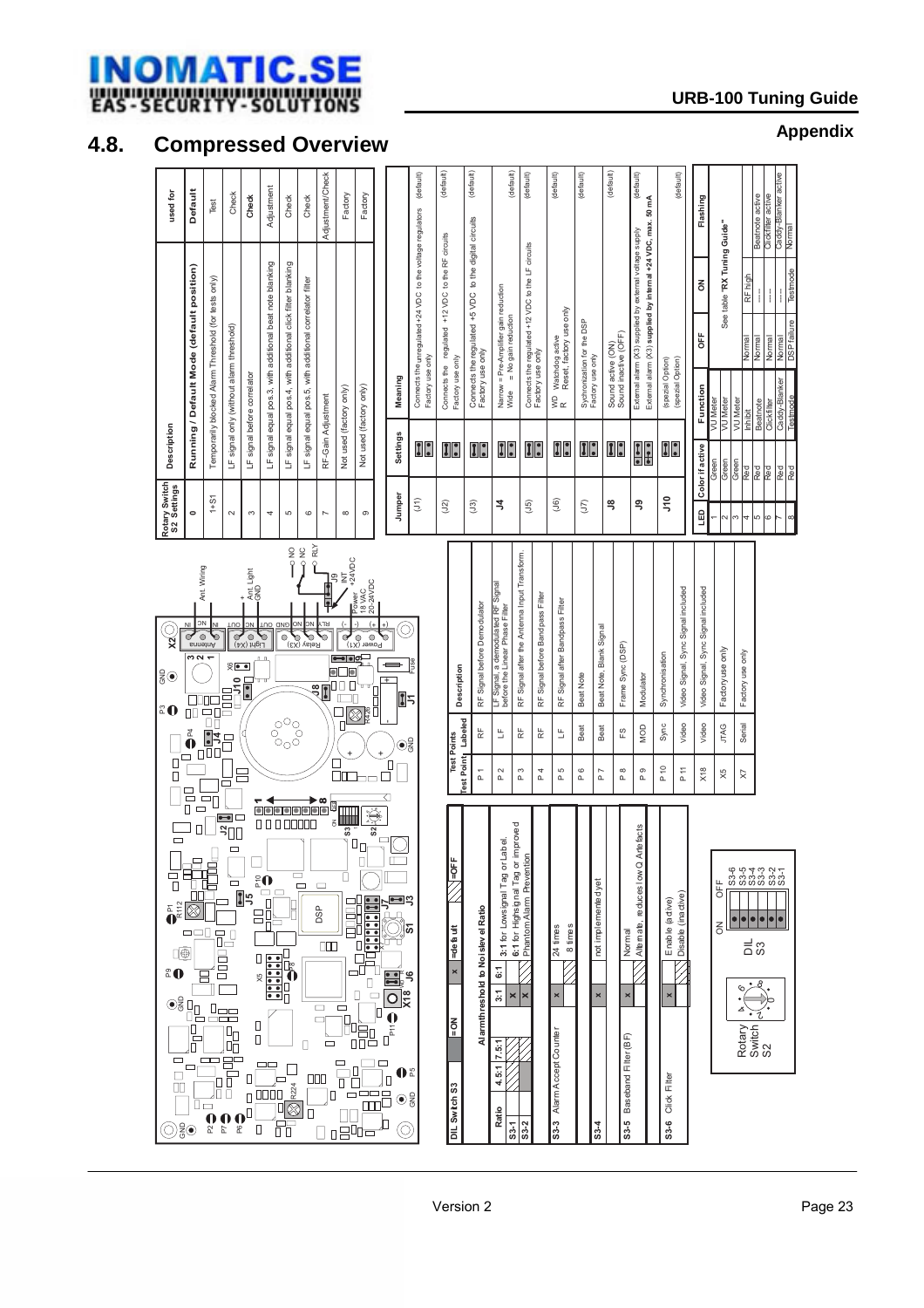## 4.8. Compressed Overview

| Rotary Switch S2 Settings | Description | used for |
|---|---|---|
| 0 | **Running / Default Mode (default position)** | **Default** |
| 1+S1 | Temporarily blocked Alarm Threshold (for tests only) | Test |
| 2 | LF signal only (without alarm threshold) | Check |
| 3 | LF signal before correlator | **Check** |
| 4 | LF signal equal pos.3. with additional beat note blanking | Adjustment |
| 5 | LF signal equal pos.4. with additional click filter blanking | Check |
| 6 | LF signal equal pos.5. with additional correlator filter | Check |
| 7 | RF-Gain Adjustment | Adjustment/Check |
| 8 | Not used (factory only) | Factory |
| 9 | Not used (factory only) | Factory |

| Jumper | Settings | Meaning |
|---|---|---|
| (J1) | | Connects the unregulated +24 VDC to the voltage regulators (default) Factory use only |
| (J2) | | Connects the regulated +12 VDC to the RF circuits (default) Factory use only |
| (J3) | | Connects the regulated +5 VDC to the digital circuits (default) Factory use only |
| **J4** | | Narrow = Pre-Amplifier gain reduction; Wide = No gain reduction (default) |
| (J5) | | Connects the regulated +12 VDC to the LF circuits (default) Factory use only |
| (J6) | | WD Watchdog active (default); R Reset, factory use only |
| (J7) | | Sychronization for the DSP (default) Factory use only |
| **J8** | | Sound active (ON) (default); Sound inactive (OFF) |
| **J9** | | External alarm (X3) supplied by external voltage supply; External alarm (X3) **supplied by internal +24 VDC, max. 50 mA** (default) |
| **J10** | | (spezial Option); (spezial Option) (default) |

| LED | Color if active | Function | OFF | ON | Flashing |
|---|---|---|---|---|---|
| 1 | Green | VU Meter | See table **"RX Tuning Guide"** | | |
| 2 | Green | VU Meter | | | |
| 3 | Green | VU Meter | | | |
| 4 | Red | Inhibit | Normal | RF high | |
| 5 | Red | Beatnote | Normal | ----- | Beatnote active |
| 6 | Red | Clickfilter | Normal | ----- | Clickfilter active |
| 7 | Red | Caddy-Blanker | Normal | ----- | Caddy-Blanker active |
| 8 | Red | Testmode | DSP failure | Testmode | Normal |

Board labels: X2 Antenna (IN, NC, IN) – Ant. Wiring; Light (X4) (OUT, NC, OUT) – Ant. Light + / GND; Relay (X3) (GND, NO, NC, RLY) – NO, NC, RLY; Power (X1) (-), (-), (+), (+) – Power 18 VAC 20-24VDC; J9 INT +24VDC; Fuse; J1; J8; J10; X6; R426; J4; P3; P4; GND; S3 (ON, 1 ... 8); S2; J2; P10; J5; DSP; J7; J3; S1; J6; X5; X18; P1; R112; P9; P11; R224; P2; P7; P6; P5.

| DIL Switch S3 | | | | =ON | x =default | =OFF |
|---|---|---|---|---|---|---|
| | Alarmthreshold to Noiselevel Ratio | | | | | |
| Ratio | 4.5:1 | 7.5:1 | 3:1 | 6:1 | | |
| S3-1 | | | x | | 3:1 for Lowsignal Tag or Label. | |
| S3-2 | | | x | | 6:1 for Highsignal Tag or improved Phantom Alarm Prevention | |
| S3-3 | Alarm Accept Counter | | x | | 24 times / 8 times | |
| S3-4 | | | x | | not implemented yet | |
| S3-5 | Baseband Filter (BF) | | x | | Normal / Alternate, reduces low Q Artefacts | |
| S3-6 | Click Filter | | x | | Enable (active) / Disable (inactive) | |

| Test Point | Test Points Labeled | Description |
|---|---|---|
| P 1 | RF | RF Signal before Demodulator |
| P 2 | LF | LF Signal, a demodulated RF Signal before the Linear Phase Filter |
| P 3 | RF | RF Signal after the Antenna Input Transform. |
| P 4 | RF | RF Signal before Bandpass Filter |
| P 5 | LF | RF Signal after Bandpass Filter |
| P 6 | Beat | Beat Note |
| P 7 | Beat | Beat Note, Blank Signal |
| P 8 | FS | Frame Sync (DSP) |
| P 9 | MOD | Modulator |
| P 10 | Sync | Synchronisation |
| P 11 | Video | Video Signal, Sync Signal included |
| X18 | Video | Video Signal, Sync Signal included |
| X5 | JTAG | Factory use only |
| X7 | Serial | Factory use only |

Rotary Switch S2

DIL S3: ON / OFF – S3-6, S3-5, S3-4, S3-3, S3-2, S3-1